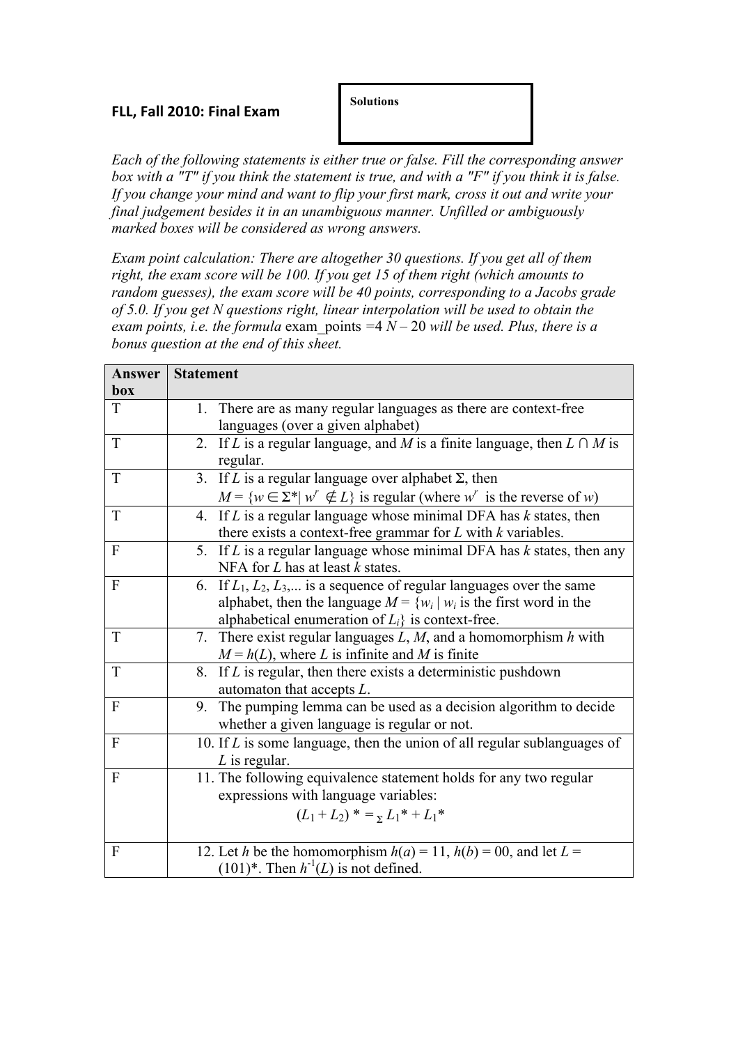## FLL, Fall 2010: Final Exam

**Solutions**

*Each of the following statements is either true or false. Fill the corresponding answer box with a "T" if you think the statement is true, and with a "F" if you think it is false. If you change your mind and want to flip your first mark, cross it out and write your final judgement besides it in an unambiguous manner. Unfilled or ambiguously marked boxes will be considered as wrong answers.*

*Exam point calculation: There are altogether 30 questions. If you get all of them right, the exam score will be 100. If you get 15 of them right (which amounts to random guesses), the exam score will be 40 points, corresponding to a Jacobs grade of 5.0. If you get N questions right, linear interpolation will be used to obtain the exam points, i.e. the formula* exam_points $=4\,N - 20$ *will be used. Plus, there is a bonus question at the end of this sheet.*

| Answer box | Statement |
|---|---|
| T | 1. There are as many regular languages as there are context-free languages (over a given alphabet) |
| T | 2. If $L$ is a regular language, and $M$ is a finite language, then $L \cap M$ is regular. |
| T | 3. If $L$ is a regular language over alphabet $\Sigma$, then $M = \{w \in \Sigma^* \mid w^r \notin L\}$ is regular (where $w^r$ is the reverse of $w$) |
| T | 4. If $L$ is a regular language whose minimal DFA has $k$ states, then there exists a context-free grammar for $L$ with $k$ variables. |
| F | 5. If $L$ is a regular language whose minimal DFA has $k$ states, then any NFA for $L$ has at least $k$ states. |
| F | 6. If $L_1, L_2, L_3, \ldots$ is a sequence of regular languages over the same alphabet, then the language $M = \{w_i \mid w_i$ is the first word in the alphabetical enumeration of $L_i\}$ is context-free. |
| T | 7. There exist regular languages $L$, $M$, and a homomorphism $h$ with $M = h(L)$, where $L$ is infinite and $M$ is finite |
| T | 8. If $L$ is regular, then there exists a deterministic pushdown automaton that accepts $L$. |
| F | 9. The pumping lemma can be used as a decision algorithm to decide whether a given language is regular or not. |
| F | 10. If $L$ is some language, then the union of all regular sublanguages of $L$ is regular. |
| F | 11. The following equivalence statement holds for any two regular expressions with language variables: $$(L_1 + L_2)^* =_\Sigma L_1^* + L_1^*$$ |
| F | 12. Let $h$ be the homomorphism $h(a) = 11$, $h(b) = 00$, and let $L = (101)^*$. Then $h^{-1}(L)$ is not defined. |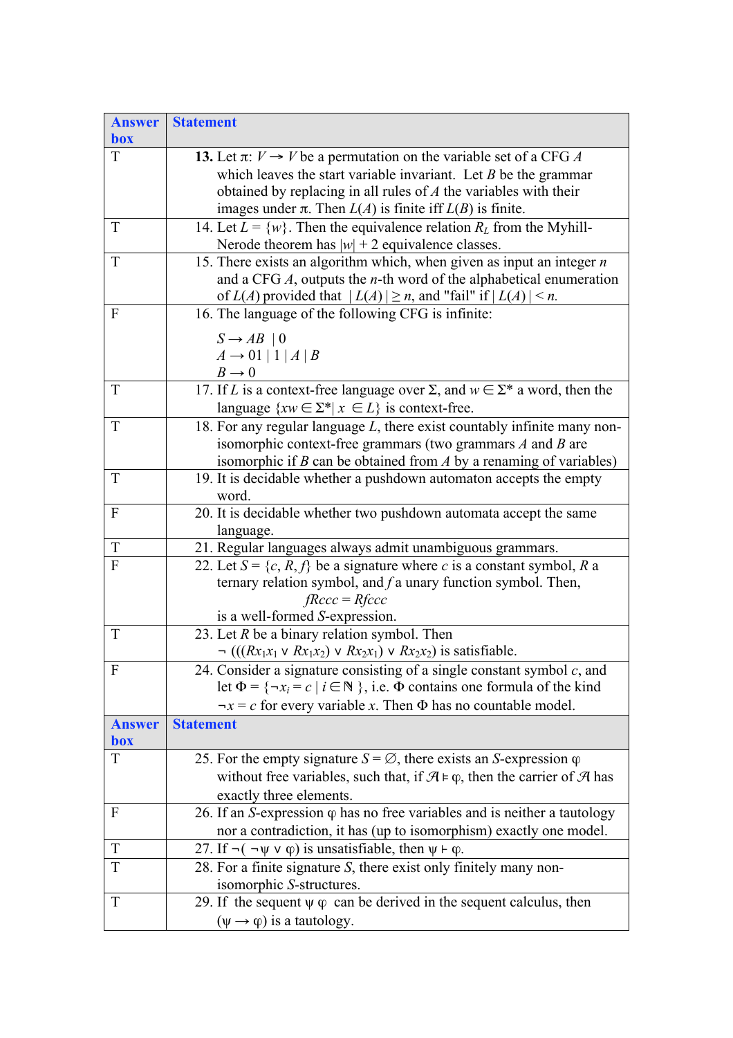| Answer box | Statement |
|---|---|
| T | **13.** Let $\pi: V \rightarrow V$ be a permutation on the variable set of a CFG $A$ which leaves the start variable invariant. Let $B$ be the grammar obtained by replacing in all rules of $A$ the variables with their images under $\pi$. Then $L(A)$ is finite iff $L(B)$ is finite. |
| T | 14. Let $L = \{w\}$. Then the equivalence relation $R_L$ from the Myhill-Nerode theorem has $\|w\| + 2$ equivalence classes. |
| T | 15. There exists an algorithm which, when given as input an integer $n$ and a CFG $A$, outputs the $n$-th word of the alphabetical enumeration of $L(A)$ provided that $\|L(A)\| \geq n$, and "fail" if $\|L(A)\| < n$. |
| F | 16. The language of the following CFG is infinite: $S \rightarrow AB \mid 0$ <br> $A \rightarrow 01 \mid 1 \mid A \mid B$ <br> $B \rightarrow 0$ |
| T | 17. If $L$ is a context-free language over $\Sigma$, and $w \in \Sigma^*$ a word, then the language $\{xw \in \Sigma^* \mid x \in L\}$ is context-free. |
| T | 18. For any regular language $L$, there exist countably infinite many non-isomorphic context-free grammars (two grammars $A$ and $B$ are isomorphic if $B$ can be obtained from $A$ by a renaming of variables) |
| T | 19. It is decidable whether a pushdown automaton accepts the empty word. |
| F | 20. It is decidable whether two pushdown automata accept the same language. |
| T | 21. Regular languages always admit unambiguous grammars. |
| F | 22. Let $S = \{c, R, f\}$ be a signature where $c$ is a constant symbol, $R$ a ternary relation symbol, and $f$ a unary function symbol. Then, $fRccc = Rfccc$ is a well-formed $S$-expression. |
| T | 23. Let $R$ be a binary relation symbol. Then $\neg (((Rx_1x_1 \vee Rx_1x_2) \vee Rx_2x_1) \vee Rx_2x_2)$ is satisfiable. |
| F | 24. Consider a signature consisting of a single constant symbol $c$, and let $\Phi = \{\neg x_i = c \mid i \in \mathbb{N}\}$, i.e. $\Phi$ contains one formula of the kind $\neg x = c$ for every variable $x$. Then $\Phi$ has no countable model. |
| **Answer box** | **Statement** |
| T | 25. For the empty signature $S = \emptyset$, there exists an $S$-expression $\varphi$ without free variables, such that, if $\mathcal{A} \models \varphi$, then the carrier of $\mathcal{A}$ has exactly three elements. |
| F | 26. If an $S$-expression $\varphi$ has no free variables and is neither a tautology nor a contradiction, it has (up to isomorphism) exactly one model. |
| T | 27. If $\neg(\neg\psi \vee \varphi)$ is unsatisfiable, then $\psi \vdash \varphi$. |
| T | 28. For a finite signature $S$, there exist only finitely many non-isomorphic $S$-structures. |
| T | 29. If the sequent $\psi\ \varphi$ can be derived in the sequent calculus, then $(\psi \rightarrow \varphi)$ is a tautology. |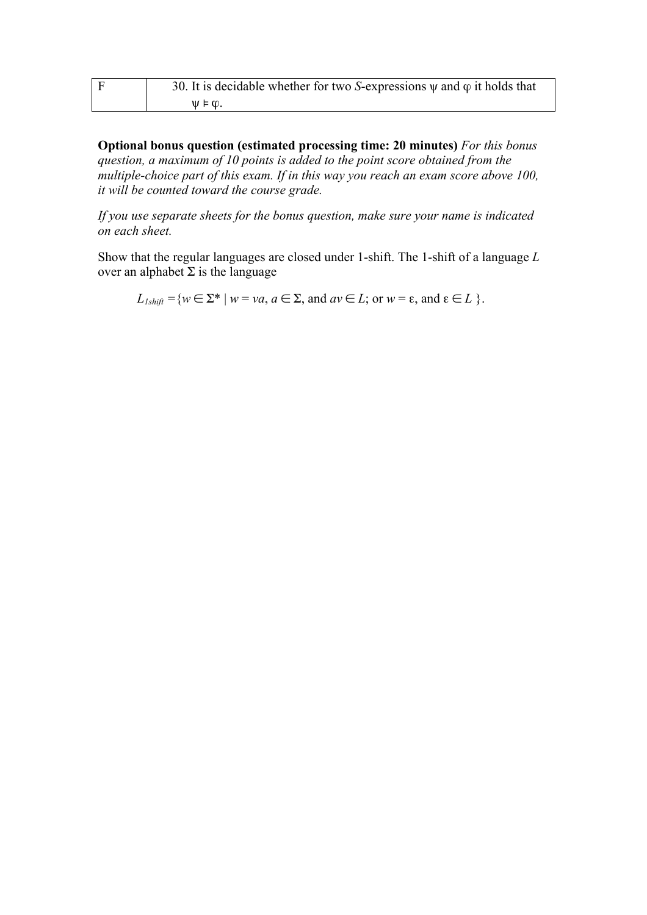| | |
|---|---|
| F | 30. It is decidable whether for two *S*-expressions $\psi$ and $\varphi$ it holds that $\psi \vDash \varphi$. |

**Optional bonus question (estimated processing time: 20 minutes)** *For this bonus question, a maximum of 10 points is added to the point score obtained from the multiple-choice part of this exam. If in this way you reach an exam score above 100, it will be counted toward the course grade.*

*If you use separate sheets for the bonus question, make sure your name is indicated on each sheet.*

Show that the regular languages are closed under 1-shift. The 1-shift of a language $L$ over an alphabet $\Sigma$ is the language

$$L_{1shift} = \{w \in \Sigma^* \mid w = va,\ a \in \Sigma, \text{ and } av \in L; \text{ or } w = \varepsilon, \text{ and } \varepsilon \in L\}.$$